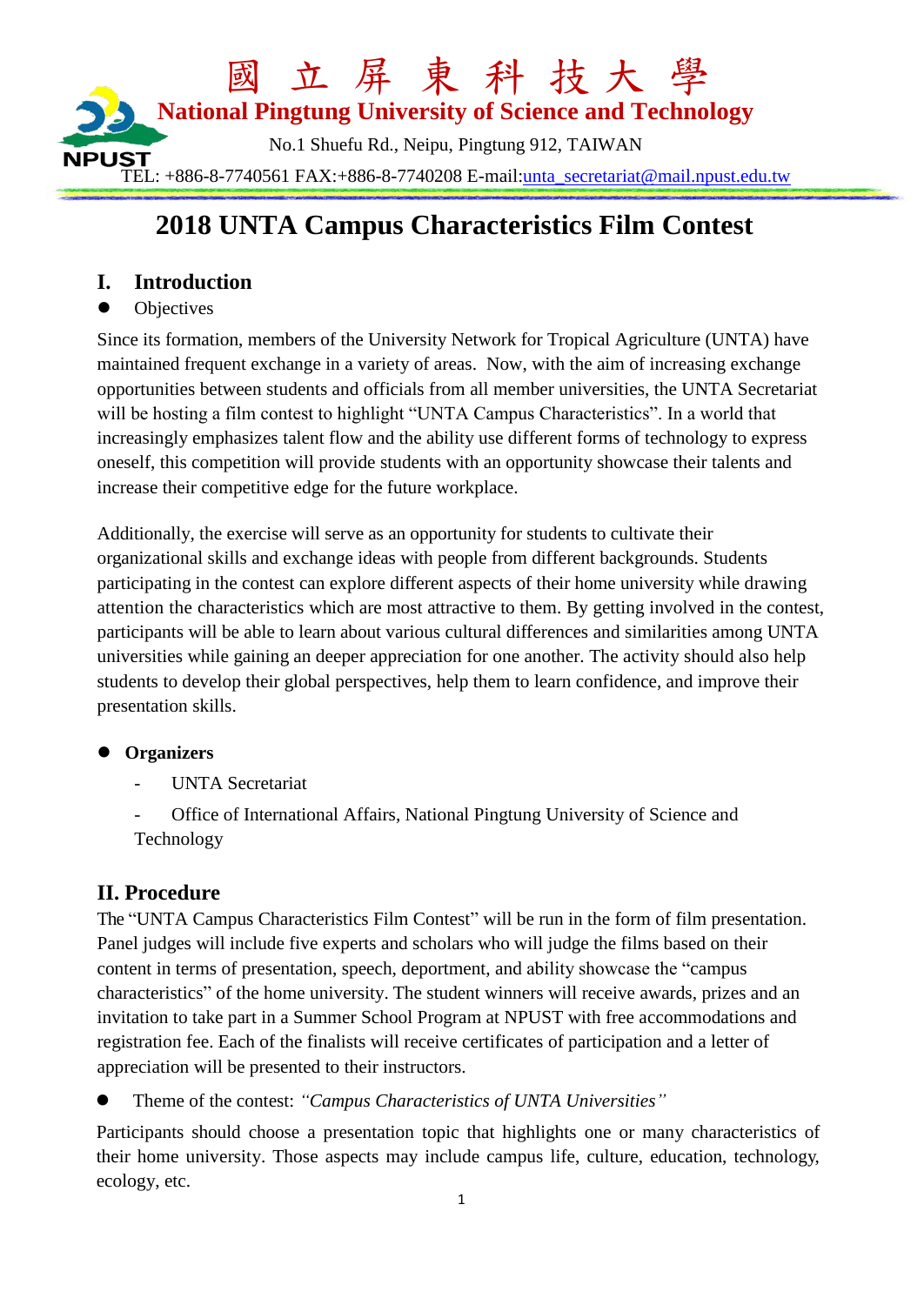國 立 屏 東 科 技 大 學

**National Pingtung University of Science and Technology**

No.1 Shuefu Rd., Neipu, Pingtung 912, TAIWAN

NPUST TEL: +886-8-7740561 FAX:+886-8-7740208 E-mail:unta_secretariat@mail.npust.edu.tw

# 2018 UNTA Campus Characteristics Film Contest

## I. Introduction

- Objectives

Since its formation, members of the University Network for Tropical Agriculture (UNTA) have maintained frequent exchange in a variety of areas. Now, with the aim of increasing exchange opportunities between students and officials from all member universities, the UNTA Secretariat will be hosting a film contest to highlight "UNTA Campus Characteristics". In a world that increasingly emphasizes talent flow and the ability use different forms of technology to express oneself, this competition will provide students with an opportunity showcase their talents and increase their competitive edge for the future workplace.

Additionally, the exercise will serve as an opportunity for students to cultivate their organizational skills and exchange ideas with people from different backgrounds. Students participating in the contest can explore different aspects of their home university while drawing attention the characteristics which are most attractive to them. By getting involved in the contest, participants will be able to learn about various cultural differences and similarities among UNTA universities while gaining an deeper appreciation for one another. The activity should also help students to develop their global perspectives, help them to learn confidence, and improve their presentation skills.

- **Organizers**
  - UNTA Secretariat
  - Office of International Affairs, National Pingtung University of Science and Technology

## II. Procedure

The "UNTA Campus Characteristics Film Contest" will be run in the form of film presentation. Panel judges will include five experts and scholars who will judge the films based on their content in terms of presentation, speech, deportment, and ability showcase the "campus characteristics" of the home university. The student winners will receive awards, prizes and an invitation to take part in a Summer School Program at NPUST with free accommodations and registration fee. Each of the finalists will receive certificates of participation and a letter of appreciation will be presented to their instructors.

- Theme of the contest: *"Campus Characteristics of UNTA Universities"*

Participants should choose a presentation topic that highlights one or many characteristics of their home university. Those aspects may include campus life, culture, education, technology, ecology, etc.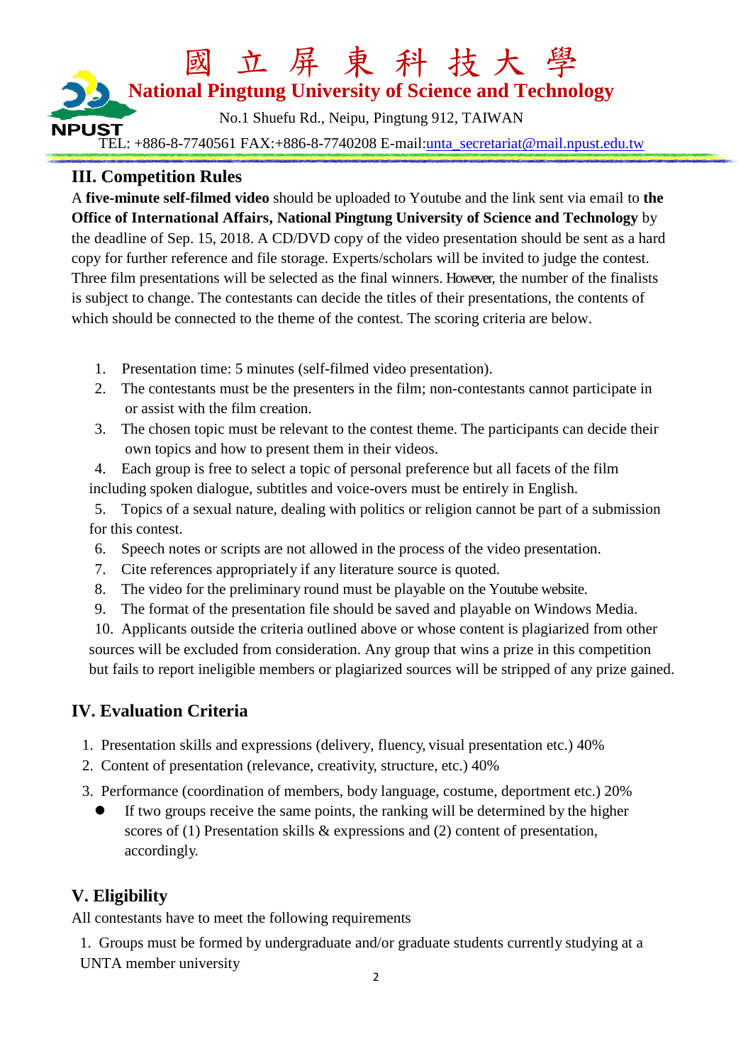## III. Competition Rules

A **five-minute self-filmed video** should be uploaded to Youtube and the link sent via email to **the Office of International Affairs, National Pingtung University of Science and Technology** by the deadline of Sep. 15, 2018. A CD/DVD copy of the video presentation should be sent as a hard copy for further reference and file storage. Experts/scholars will be invited to judge the contest. Three film presentations will be selected as the final winners. However, the number of the finalists is subject to change. The contestants can decide the titles of their presentations, the contents of which should be connected to the theme of the contest. The scoring criteria are below.

1. Presentation time: 5 minutes (self-filmed video presentation).
2. The contestants must be the presenters in the film; non-contestants cannot participate in or assist with the film creation.
3. The chosen topic must be relevant to the contest theme. The participants can decide their own topics and how to present them in their videos.
4. Each group is free to select a topic of personal preference but all facets of the film including spoken dialogue, subtitles and voice-overs must be entirely in English.
5. Topics of a sexual nature, dealing with politics or religion cannot be part of a submission for this contest.
6. Speech notes or scripts are not allowed in the process of the video presentation.
7. Cite references appropriately if any literature source is quoted.
8. The video for the preliminary round must be playable on the Youtube website.
9. The format of the presentation file should be saved and playable on Windows Media.
10. Applicants outside the criteria outlined above or whose content is plagiarized from other sources will be excluded from consideration. Any group that wins a prize in this competition but fails to report ineligible members or plagiarized sources will be stripped of any prize gained.

## IV. Evaluation Criteria

1. Presentation skills and expressions (delivery, fluency, visual presentation etc.) 40%
2. Content of presentation (relevance, creativity, structure, etc.) 40%
3. Performance (coordination of members, body language, costume, deportment etc.) 20%
   - If two groups receive the same points, the ranking will be determined by the higher scores of (1) Presentation skills & expressions and (2) content of presentation, accordingly.

## V. Eligibility

All contestants have to meet the following requirements

1. Groups must be formed by undergraduate and/or graduate students currently studying at a UNTA member university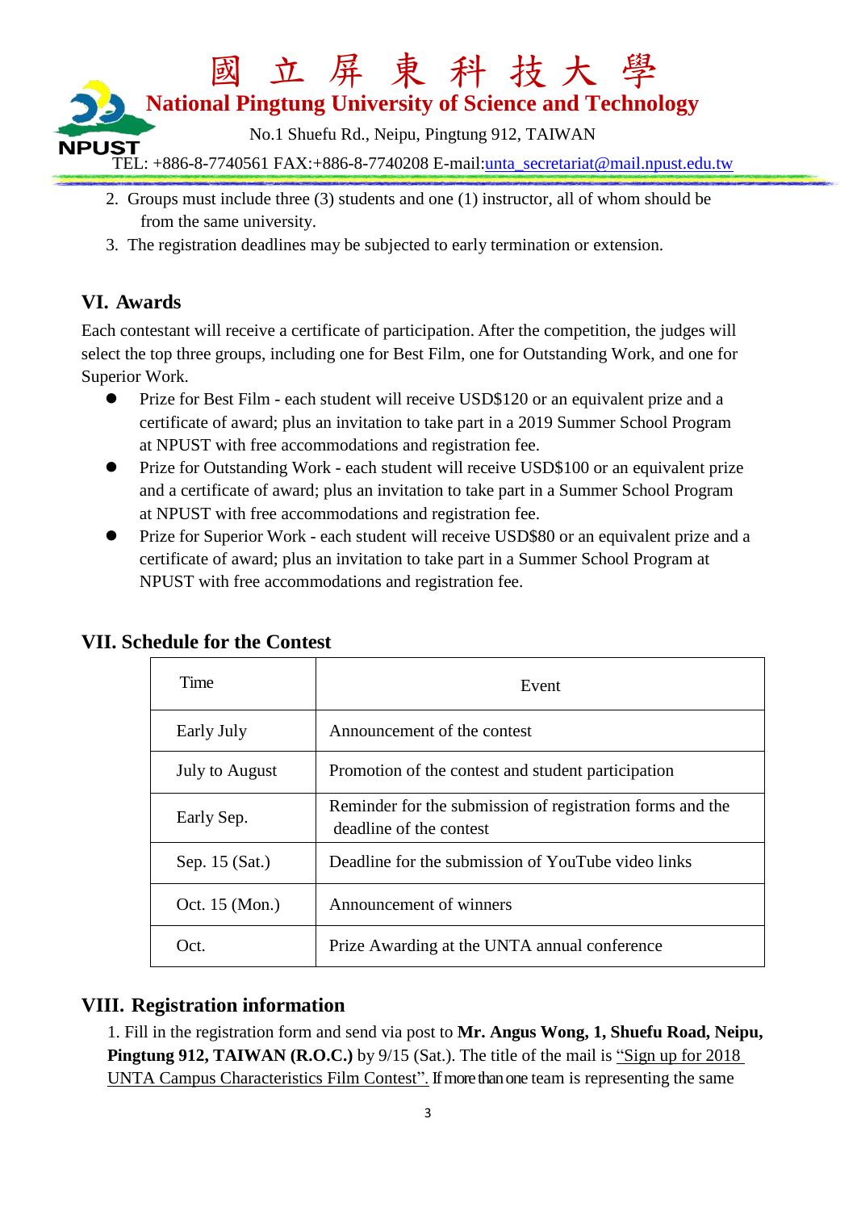2. Groups must include three (3) students and one (1) instructor, all of whom should be from the same university.
3. The registration deadlines may be subjected to early termination or extension.

## VI. Awards

Each contestant will receive a certificate of participation. After the competition, the judges will select the top three groups, including one for Best Film, one for Outstanding Work, and one for Superior Work.

- Prize for Best Film - each student will receive USD$120 or an equivalent prize and a certificate of award; plus an invitation to take part in a 2019 Summer School Program at NPUST with free accommodations and registration fee.
- Prize for Outstanding Work - each student will receive USD$100 or an equivalent prize and a certificate of award; plus an invitation to take part in a Summer School Program at NPUST with free accommodations and registration fee.
- Prize for Superior Work - each student will receive USD$80 or an equivalent prize and a certificate of award; plus an invitation to take part in a Summer School Program at NPUST with free accommodations and registration fee.

## VII. Schedule for the Contest

| Time | Event |
|---|---|
| Early July | Announcement of the contest |
| July to August | Promotion of the contest and student participation |
| Early Sep. | Reminder for the submission of registration forms and the deadline of the contest |
| Sep. 15 (Sat.) | Deadline for the submission of YouTube video links |
| Oct. 15 (Mon.) | Announcement of winners |
| Oct. | Prize Awarding at the UNTA annual conference |

## VIII. Registration information

1. Fill in the registration form and send via post to **Mr. Angus Wong, 1, Shuefu Road, Neipu, Pingtung 912, TAIWAN (R.O.C.)** by 9/15 (Sat.). The title of the mail is "Sign up for 2018 UNTA Campus Characteristics Film Contest". If more than one team is representing the same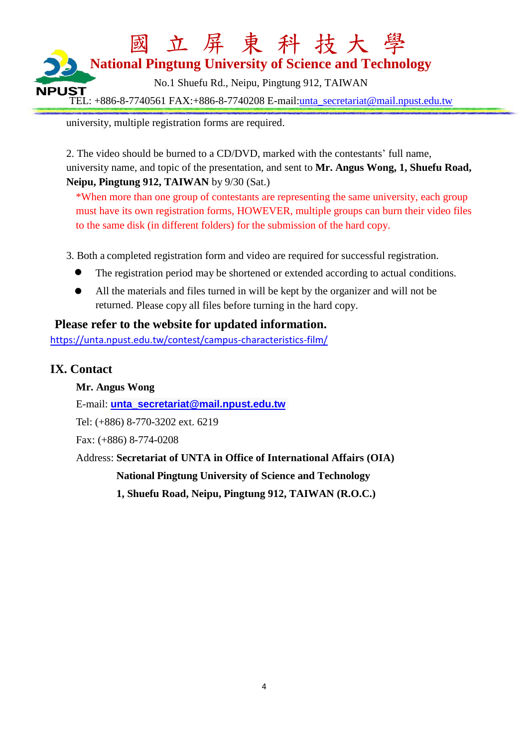university, multiple registration forms are required.

2. The video should be burned to a CD/DVD, marked with the contestants' full name, university name, and topic of the presentation, and sent to **Mr. Angus Wong, 1, Shuefu Road, Neipu, Pingtung 912, TAIWAN** by 9/30 (Sat.)

*When more than one group of contestants are representing the same university, each group must have its own registration forms, HOWEVER, multiple groups can burn their video files to the same disk (in different folders) for the submission of the hard copy.

3. Both a completed registration form and video are required for successful registration.

- The registration period may be shortened or extended according to actual conditions.
- All the materials and files turned in will be kept by the organizer and will not be returned. Please copy all files before turning in the hard copy.

**Please refer to the website for updated information.**

https://unta.npust.edu.tw/contest/campus-characteristics-film/

## IX. Contact

**Mr. Angus Wong**

E-mail: **unta_secretariat@mail.npust.edu.tw**

Tel: (+886) 8-770-3202 ext. 6219

Fax: (+886) 8-774-0208

Address: **Secretariat of UNTA in Office of International Affairs (OIA)**

**National Pingtung University of Science and Technology**

**1, Shuefu Road, Neipu, Pingtung 912, TAIWAN (R.O.C.)**